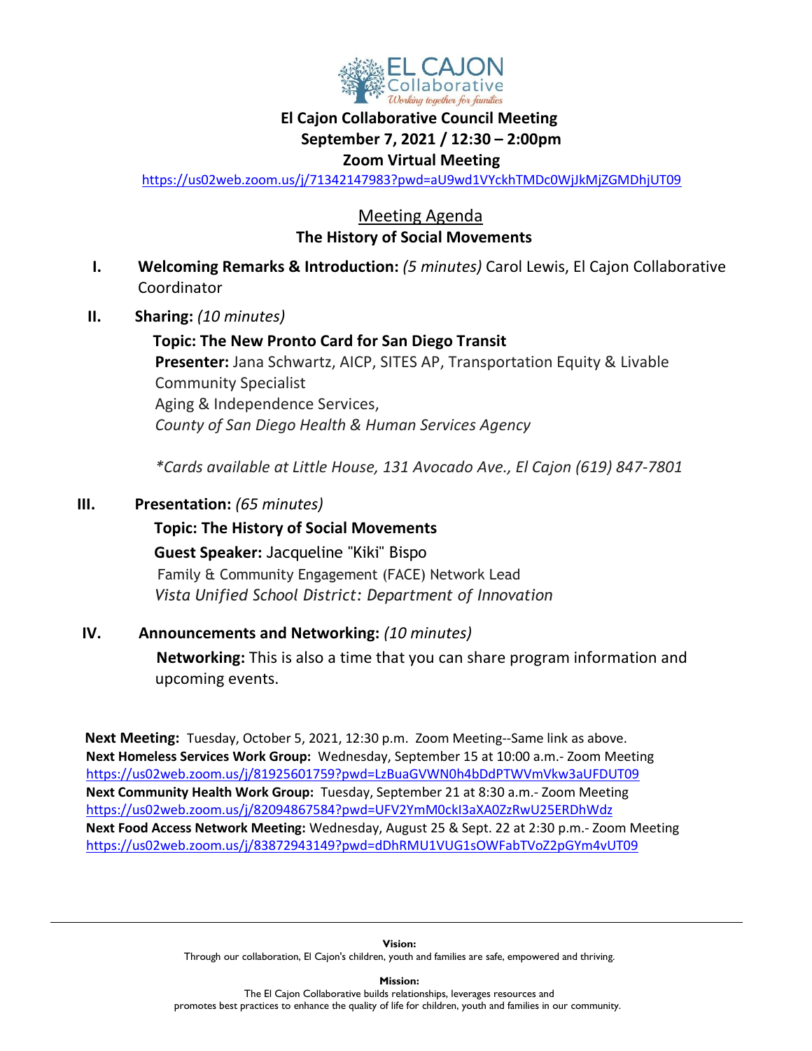EL CAJON Collaborative
*Working together for families*

# El Cajon Collaborative Council Meeting

**September 7, 2021 / 12:30 – 2:00pm**

**Zoom Virtual Meeting**

https://us02web.zoom.us/j/71342147983?pwd=aU9wd1VYckhTMDc0WjJkMjZGMDhjUT09

## Meeting Agenda

### The History of Social Movements

I. **Welcoming Remarks & Introduction:** *(5 minutes)* Carol Lewis, El Cajon Collaborative Coordinator

II. **Sharing:** *(10 minutes)*

**Topic: The New Pronto Card for San Diego Transit**

**Presenter:** Jana Schwartz, AICP, SITES AP, Transportation Equity & Livable Community Specialist
Aging & Independence Services,
*County of San Diego Health & Human Services Agency*

*\*Cards available at Little House, 131 Avocado Ave., El Cajon (619) 847-7801*

III. **Presentation:** *(65 minutes)*

**Topic: The History of Social Movements**

**Guest Speaker:** Jacqueline "Kiki" Bispo
Family & Community Engagement (FACE) Network Lead
*Vista Unified School District: Department of Innovation*

IV. **Announcements and Networking:** *(10 minutes)*

**Networking:** This is also a time that you can share program information and upcoming events.

**Next Meeting:** Tuesday, October 5, 2021, 12:30 p.m. Zoom Meeting--Same link as above.
**Next Homeless Services Work Group:** Wednesday, September 15 at 10:00 a.m.- Zoom Meeting
https://us02web.zoom.us/j/81925601759?pwd=LzBuaGVWN0h4bDdPTWVmVkw3aUFDUT09
**Next Community Health Work Group:** Tuesday, September 21 at 8:30 a.m.- Zoom Meeting
https://us02web.zoom.us/j/82094867584?pwd=UFV2YmM0ckI3aXA0ZzRwU25ERDhWdz
**Next Food Access Network Meeting:** Wednesday, August 25 & Sept. 22 at 2:30 p.m.- Zoom Meeting
https://us02web.zoom.us/j/83872943149?pwd=dDhRMU1VUG1sOWFabTVoZ2pGYm4vUT09

---

**Vision:**
Through our collaboration, El Cajon's children, youth and families are safe, empowered and thriving.

**Mission:**
The El Cajon Collaborative builds relationships, leverages resources and promotes best practices to enhance the quality of life for children, youth and families in our community.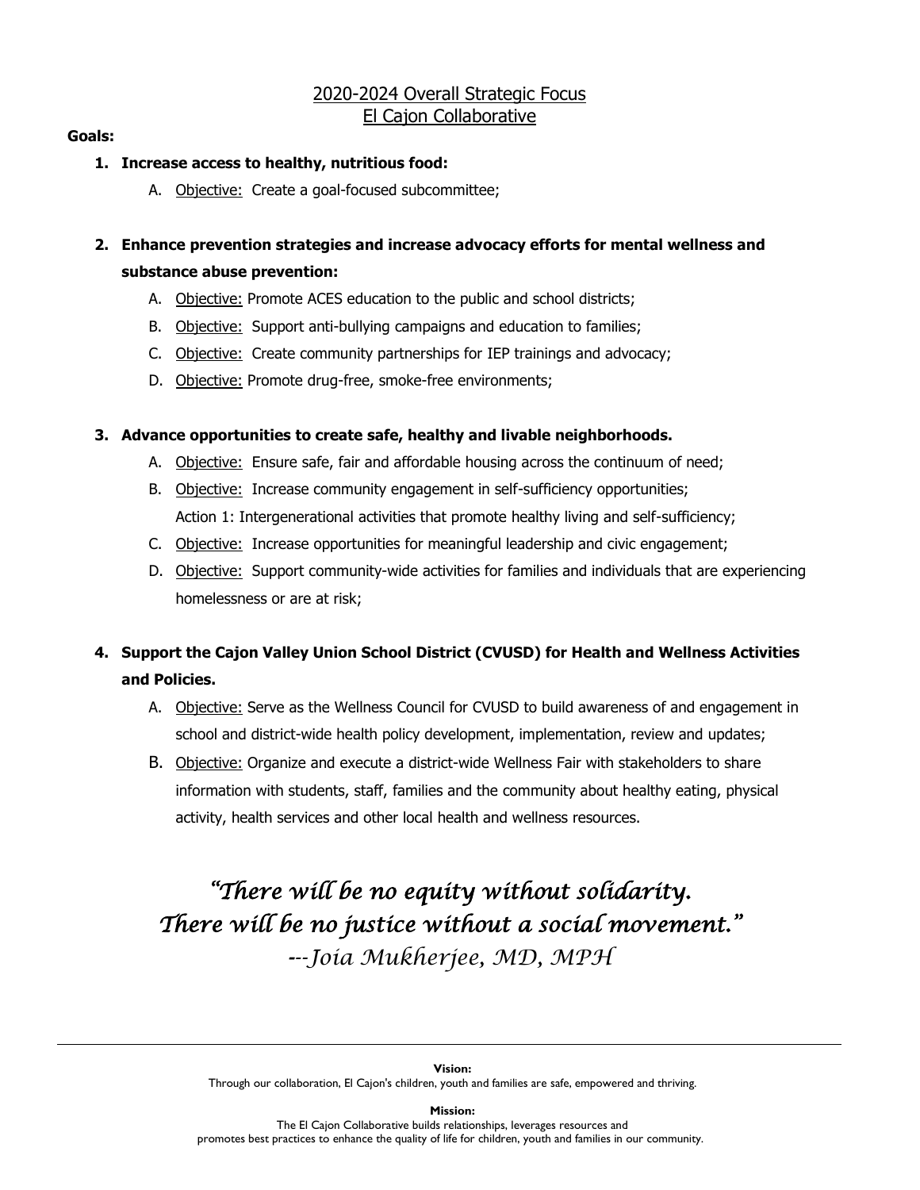# 2020-2024 Overall Strategic Focus
## El Cajon Collaborative

**Goals:**

1. **Increase access to healthy, nutritious food:**
   - A. Objective: Create a goal-focused subcommittee;

2. **Enhance prevention strategies and increase advocacy efforts for mental wellness and substance abuse prevention:**
   - A. Objective: Promote ACES education to the public and school districts;
   - B. Objective: Support anti-bullying campaigns and education to families;
   - C. Objective: Create community partnerships for IEP trainings and advocacy;
   - D. Objective: Promote drug-free, smoke-free environments;

3. **Advance opportunities to create safe, healthy and livable neighborhoods.**
   - A. Objective: Ensure safe, fair and affordable housing across the continuum of need;
   - B. Objective: Increase community engagement in self-sufficiency opportunities;
     Action 1: Intergenerational activities that promote healthy living and self-sufficiency;
   - C. Objective: Increase opportunities for meaningful leadership and civic engagement;
   - D. Objective: Support community-wide activities for families and individuals that are experiencing homelessness or are at risk;

4. **Support the Cajon Valley Union School District (CVUSD) for Health and Wellness Activities and Policies.**
   - A. Objective: Serve as the Wellness Council for CVUSD to build awareness of and engagement in school and district-wide health policy development, implementation, review and updates;
   - B. Objective: Organize and execute a district-wide Wellness Fair with stakeholders to share information with students, staff, families and the community about healthy eating, physical activity, health services and other local health and wellness resources.

*"There will be no equity without solidarity.*
*There will be no justice without a social movement."*
*---Joia Mukherjee, MD, MPH*

---

**Vision:**
Through our collaboration, El Cajon's children, youth and families are safe, empowered and thriving.

**Mission:**
The El Cajon Collaborative builds relationships, leverages resources and promotes best practices to enhance the quality of life for children, youth and families in our community.